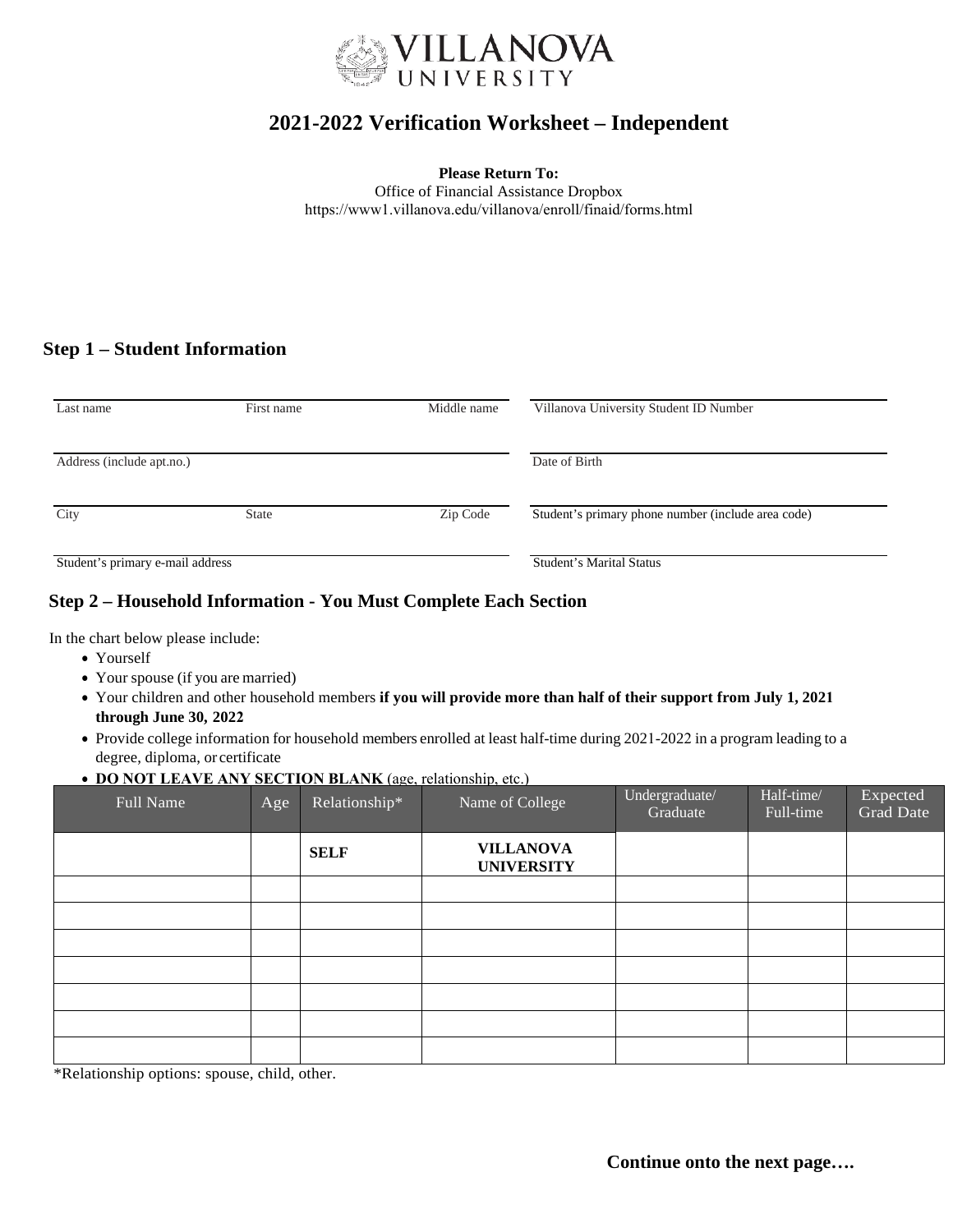VILLANOVA UNIVERSITY

# 2021-2022 Verification Worksheet – Independent

**Please Return To:**
Office of Financial Assistance Dropbox
https://www1.villanova.edu/villanova/enroll/finaid/forms.html

## Step 1 – Student Information

| Last name | First name | Middle name | Villanova University Student ID Number |
|---|---|---|---|
| Address (include apt.no.) | | | Date of Birth |
| City | State | Zip Code | Student's primary phone number (include area code) |
| Student's primary e-mail address | | | Student's Marital Status |

## Step 2 – Household Information - You Must Complete Each Section

In the chart below please include:

- Yourself
- Your spouse (if you are married)
- Your children and other household members **if you will provide more than half of their support from July 1, 2021 through June 30, 2022**
- Provide college information for household members enrolled at least half-time during 2021-2022 in a program leading to a degree, diploma, or certificate
- **DO NOT LEAVE ANY SECTION BLANK** (age, relationship, etc.)

| Full Name | Age | Relationship* | Name of College | Undergraduate/ Graduate | Half-time/ Full-time | Expected Grad Date |
|---|---|---|---|---|---|---|
| | | **SELF** | **VILLANOVA UNIVERSITY** | | | |
| | | | | | | |
| | | | | | | |
| | | | | | | |
| | | | | | | |
| | | | | | | |
| | | | | | | |
| | | | | | | |

*Relationship options: spouse, child, other.

**Continue onto the next page….**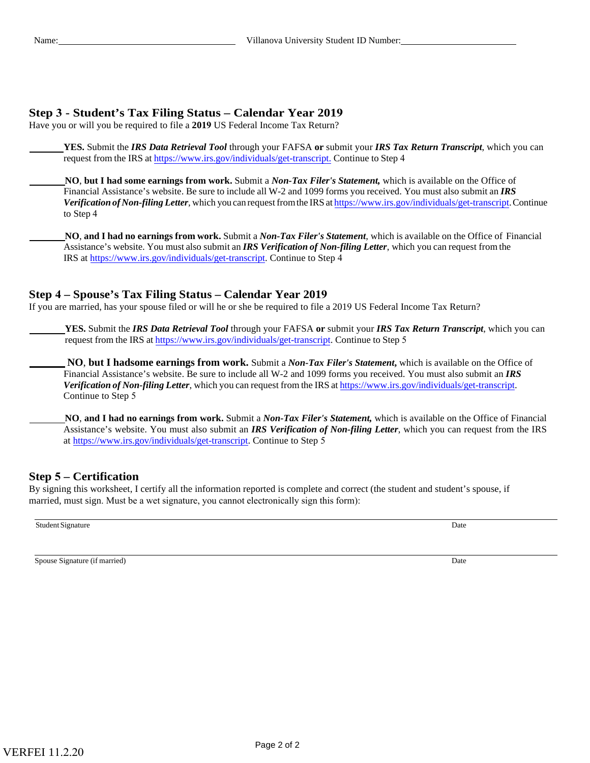Name:______________________________________ Villanova University Student ID Number:_________________________

## Step 3 - Student's Tax Filing Status – Calendar Year 2019

Have you or will you be required to file a **2019** US Federal Income Tax Return?

_______**YES.** Submit the ***IRS Data Retrieval Tool*** through your FAFSA **or** submit your ***IRS Tax Return Transcript***, which you can request from the IRS at https://www.irs.gov/individuals/get-transcript. Continue to Step 4

_______**NO**, **but I had some earnings from work.** Submit a ***Non-Tax Filer's Statement,*** which is available on the Office of Financial Assistance's website. Be sure to include all W-2 and 1099 forms you received. You must also submit an ***IRS Verification of Non-filing Letter***, which you can request from the IRS at https://www.irs.gov/individuals/get-transcript. Continue to Step 4

_______**NO**, **and I had no earnings from work.** Submit a ***Non-Tax Filer's Statement***, which is available on the Office of Financial Assistance's website. You must also submit an ***IRS Verification of Non-filing Letter***, which you can request from the IRS at https://www.irs.gov/individuals/get-transcript. Continue to Step 4

## Step 4 – Spouse's Tax Filing Status – Calendar Year 2019

If you are married, has your spouse filed or will he or she be required to file a 2019 US Federal Income Tax Return?

_______**YES.** Submit the ***IRS Data Retrieval Tool*** through your FAFSA **or** submit your ***IRS Tax Return Transcript***, which you can request from the IRS at https://www.irs.gov/individuals/get-transcript. Continue to Step 5

_______ **NO**, **but I hadsome earnings from work.** Submit a ***Non-Tax Filer's Statement,*** which is available on the Office of Financial Assistance's website. Be sure to include all W-2 and 1099 forms you received. You must also submit an ***IRS Verification of Non-filing Letter***, which you can request from the IRS at https://www.irs.gov/individuals/get-transcript. Continue to Step 5

_______**NO**, **and I had no earnings from work.** Submit a ***Non-Tax Filer's Statement,*** which is available on the Office of Financial Assistance's website. You must also submit an ***IRS Verification of Non-filing Letter***, which you can request from the IRS at https://www.irs.gov/individuals/get-transcript. Continue to Step 5

## Step 5 – Certification

By signing this worksheet, I certify all the information reported is complete and correct (the student and student's spouse, if married, must sign. Must be a wet signature, you cannot electronically sign this form):

_____________________________________________________________________________________________

Student Signature Date

_____________________________________________________________________________________________

Spouse Signature (if married) Date

VERFEI 11.2.20